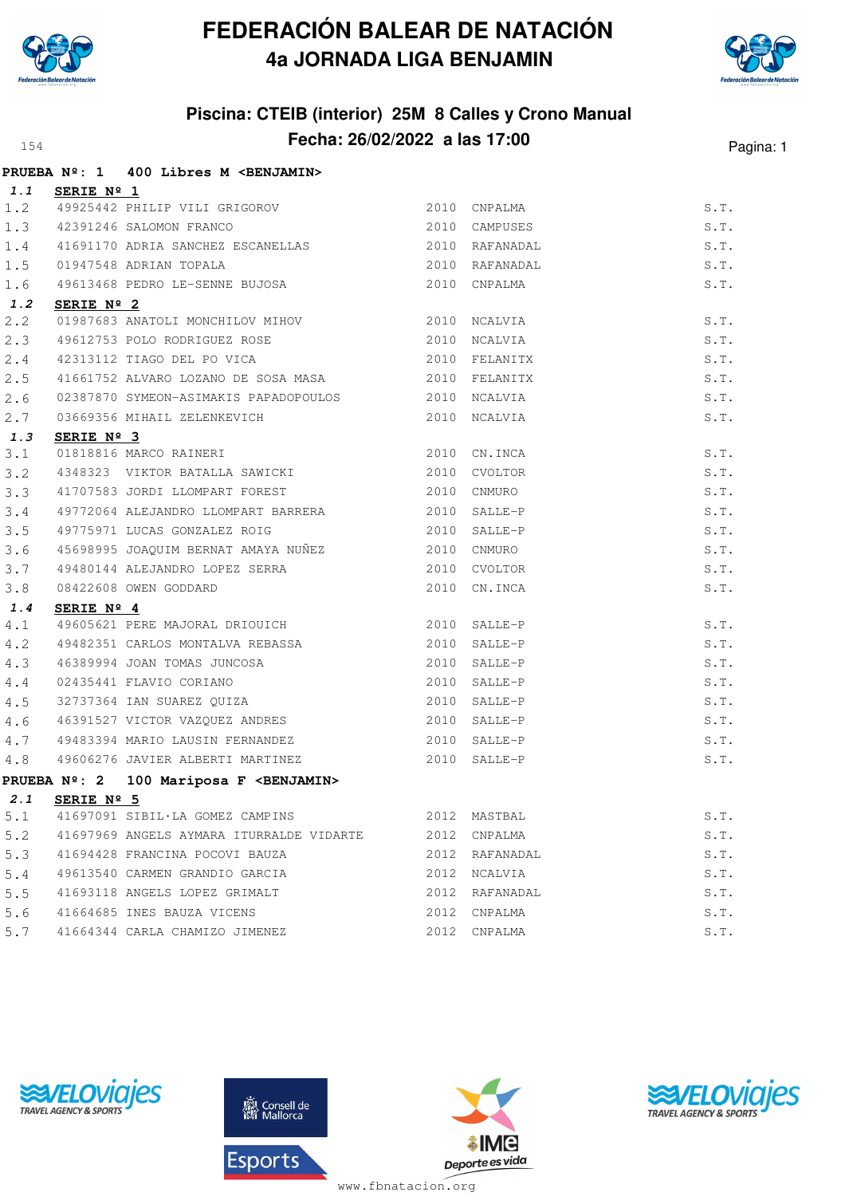# FEDERACIÓN BALEAR DE NATACIÓN
## 4a JORNADA LIGA BENJAMIN

### Piscina: CTEIB (interior) 25M 8 Calles y Crono Manual
### Fecha: 26/02/2022 a las 17:00

154

**PRUEBA Nº: 1 400 Libres M <BENJAMIN>**

**1.1 SERIE Nº 1**

| | | | | | |
|---|---|---|---|---|---|
| 1.2 | 49925442 | PHILIP VILI GRIGOROV | 2010 | CNPALMA | S.T. |
| 1.3 | 42391246 | SALOMON FRANCO | 2010 | CAMPUSES | S.T. |
| 1.4 | 41691170 | ADRIA SANCHEZ ESCANELLAS | 2010 | RAFANADAL | S.T. |
| 1.5 | 01947548 | ADRIAN TOPALA | 2010 | RAFANADAL | S.T. |
| 1.6 | 49613468 | PEDRO LE-SENNE BUJOSA | 2010 | CNPALMA | S.T. |

**1.2 SERIE Nº 2**

| | | | | | |
|---|---|---|---|---|---|
| 2.2 | 01987683 | ANATOLI MONCHILOV MIHOV | 2010 | NCALVIA | S.T. |
| 2.3 | 49612753 | POLO RODRIGUEZ ROSE | 2010 | NCALVIA | S.T. |
| 2.4 | 42313112 | TIAGO DEL PO VICA | 2010 | FELANITX | S.T. |
| 2.5 | 41661752 | ALVARO LOZANO DE SOSA MASA | 2010 | FELANITX | S.T. |
| 2.6 | 02387870 | SYMEON-ASIMAKIS PAPADOPOULOS | 2010 | NCALVIA | S.T. |
| 2.7 | 03669356 | MIHAIL ZELENKEVICH | 2010 | NCALVIA | S.T. |

**1.3 SERIE Nº 3**

| | | | | | |
|---|---|---|---|---|---|
| 3.1 | 01818816 | MARCO RAINERI | 2010 | CN.INCA | S.T. |
| 3.2 | 4348323 | VIKTOR BATALLA SAWICKI | 2010 | CVOLTOR | S.T. |
| 3.3 | 41707583 | JORDI LLOMPART FOREST | 2010 | CNMURO | S.T. |
| 3.4 | 49772064 | ALEJANDRO LLOMPART BARRERA | 2010 | SALLE-P | S.T. |
| 3.5 | 49775971 | LUCAS GONZALEZ ROIG | 2010 | SALLE-P | S.T. |
| 3.6 | 45698995 | JOAQUIM BERNAT AMAYA NUÑEZ | 2010 | CNMURO | S.T. |
| 3.7 | 49480144 | ALEJANDRO LOPEZ SERRA | 2010 | CVOLTOR | S.T. |
| 3.8 | 08422608 | OWEN GODDARD | 2010 | CN.INCA | S.T. |

**1.4 SERIE Nº 4**

| | | | | | |
|---|---|---|---|---|---|
| 4.1 | 49605621 | PERE MAJORAL DRIOUICH | 2010 | SALLE-P | S.T. |
| 4.2 | 49482351 | CARLOS MONTALVA REBASSA | 2010 | SALLE-P | S.T. |
| 4.3 | 46389994 | JOAN TOMAS JUNCOSA | 2010 | SALLE-P | S.T. |
| 4.4 | 02435441 | FLAVIO CORIANO | 2010 | SALLE-P | S.T. |
| 4.5 | 32737364 | IAN SUAREZ QUIZA | 2010 | SALLE-P | S.T. |
| 4.6 | 46391527 | VICTOR VAZQUEZ ANDRES | 2010 | SALLE-P | S.T. |
| 4.7 | 49483394 | MARIO LAUSIN FERNANDEZ | 2010 | SALLE-P | S.T. |
| 4.8 | 49606276 | JAVIER ALBERTI MARTINEZ | 2010 | SALLE-P | S.T. |

**PRUEBA Nº: 2 100 Mariposa F <BENJAMIN>**

**2.1 SERIE Nº 5**

| | | | | | |
|---|---|---|---|---|---|
| 5.1 | 41697091 | SIBIL·LA GOMEZ CAMPINS | 2012 | MASTBAL | S.T. |
| 5.2 | 41697969 | ANGELS AYMARA ITURRALDE VIDARTE | 2012 | CNPALMA | S.T. |
| 5.3 | 41694428 | FRANCINA POCOVI BAUZA | 2012 | RAFANADAL | S.T. |
| 5.4 | 49613540 | CARMEN GRANDIO GARCIA | 2012 | NCALVIA | S.T. |
| 5.5 | 41693118 | ANGELS LOPEZ GRIMALT | 2012 | RAFANADAL | S.T. |
| 5.6 | 41664685 | INES BAUZA VICENS | 2012 | CNPALMA | S.T. |
| 5.7 | 41664344 | CARLA CHAMIZO JIMENEZ | 2012 | CNPALMA | S.T. |

www.fbnatacion.org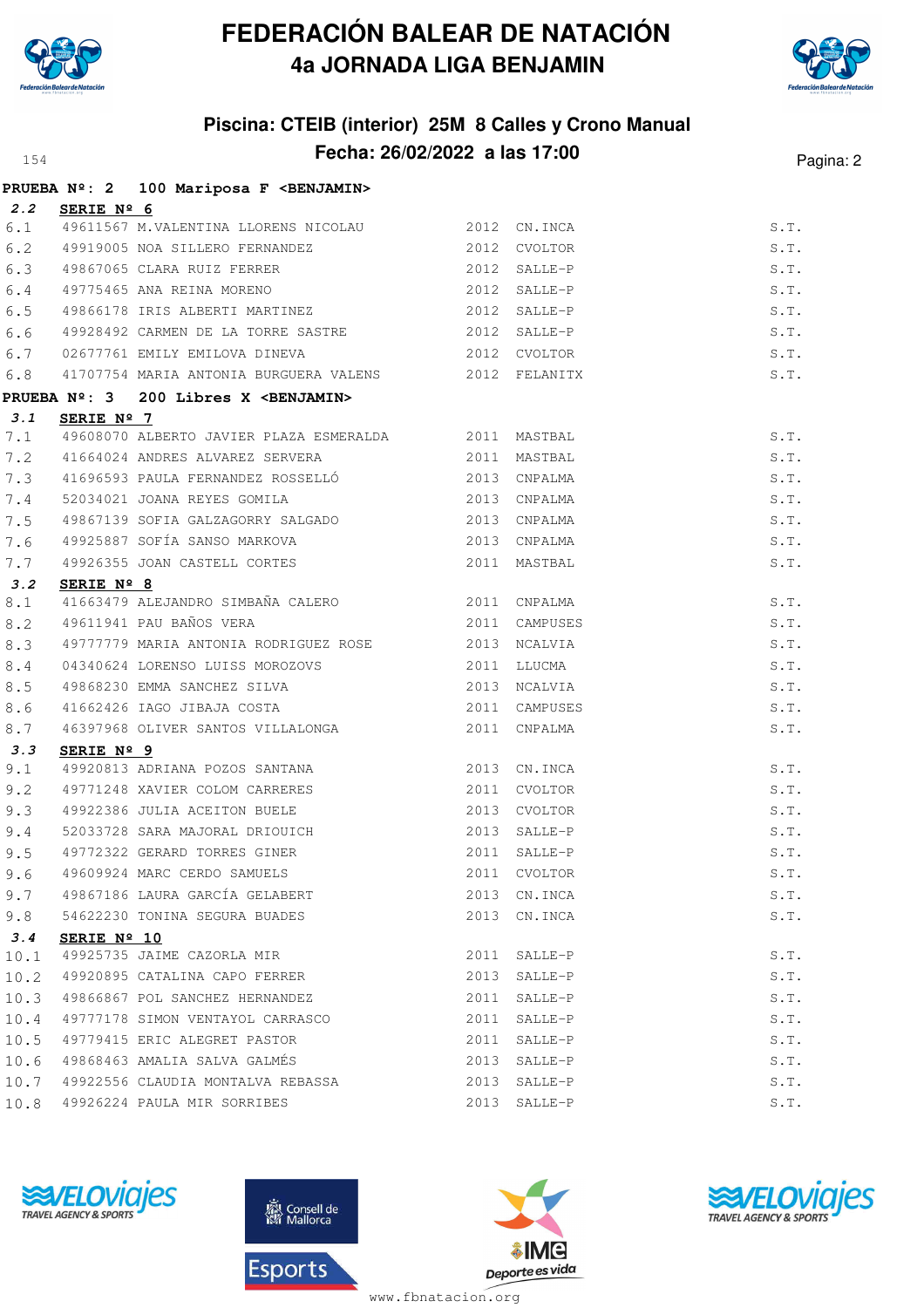# FEDERACIÓN BALEAR DE NATACIÓN

## 4a JORNADA LIGA BENJAMIN

### Piscina: CTEIB (interior) 25M 8 Calles y Crono Manual

### Fecha: 26/02/2022 a las 17:00

154

**PRUEBA Nº: 2 100 Mariposa F <BENJAMIN>**

**2.2 SERIE Nº 6**

| | | | | | |
|---|---|---|---|---|---|
| 6.1 | 49611567 | M.VALENTINA LLORENS NICOLAU | 2012 | CN.INCA | S.T. |
| 6.2 | 49919005 | NOA SILLERO FERNANDEZ | 2012 | CVOLTOR | S.T. |
| 6.3 | 49867065 | CLARA RUIZ FERRER | 2012 | SALLE-P | S.T. |
| 6.4 | 49775465 | ANA REINA MORENO | 2012 | SALLE-P | S.T. |
| 6.5 | 49866178 | IRIS ALBERTI MARTINEZ | 2012 | SALLE-P | S.T. |
| 6.6 | 49928492 | CARMEN DE LA TORRE SASTRE | 2012 | SALLE-P | S.T. |
| 6.7 | 02677761 | EMILY EMILOVA DINEVA | 2012 | CVOLTOR | S.T. |
| 6.8 | 41707754 | MARIA ANTONIA BURGUERA VALENS | 2012 | FELANITX | S.T. |

**PRUEBA Nº: 3 200 Libres X <BENJAMIN>**

**3.1 SERIE Nº 7**

| | | | | | |
|---|---|---|---|---|---|
| 7.1 | 49608070 | ALBERTO JAVIER PLAZA ESMERALDA | 2011 | MASTBAL | S.T. |
| 7.2 | 41664024 | ANDRES ALVAREZ SERVERA | 2011 | MASTBAL | S.T. |
| 7.3 | 41696593 | PAULA FERNANDEZ ROSSELLÓ | 2013 | CNPALMA | S.T. |
| 7.4 | 52034021 | JOANA REYES GOMILA | 2013 | CNPALMA | S.T. |
| 7.5 | 49867139 | SOFIA GALZAGORRY SALGADO | 2013 | CNPALMA | S.T. |
| 7.6 | 49925887 | SOFÍA SANSO MARKOVA | 2013 | CNPALMA | S.T. |
| 7.7 | 49926355 | JOAN CASTELL CORTES | 2011 | MASTBAL | S.T. |

**3.2 SERIE Nº 8**

| | | | | | |
|---|---|---|---|---|---|
| 8.1 | 41663479 | ALEJANDRO SIMBAÑA CALERO | 2011 | CNPALMA | S.T. |
| 8.2 | 49611941 | PAU BAÑOS VERA | 2011 | CAMPUSES | S.T. |
| 8.3 | 49777779 | MARIA ANTONIA RODRIGUEZ ROSE | 2013 | NCALVIA | S.T. |
| 8.4 | 04340624 | LORENSO LUISS MOROZOVS | 2011 | LLUCMA | S.T. |
| 8.5 | 49868230 | EMMA SANCHEZ SILVA | 2013 | NCALVIA | S.T. |
| 8.6 | 41662426 | IAGO JIBAJA COSTA | 2011 | CAMPUSES | S.T. |
| 8.7 | 46397968 | OLIVER SANTOS VILLALONGA | 2011 | CNPALMA | S.T. |

**3.3 SERIE Nº 9**

| | | | | | |
|---|---|---|---|---|---|
| 9.1 | 49920813 | ADRIANA POZOS SANTANA | 2013 | CN.INCA | S.T. |
| 9.2 | 49771248 | XAVIER COLOM CARRERES | 2011 | CVOLTOR | S.T. |
| 9.3 | 49922386 | JULIA ACEITON BUELE | 2013 | CVOLTOR | S.T. |
| 9.4 | 52033728 | SARA MAJORAL DRIOUICH | 2013 | SALLE-P | S.T. |
| 9.5 | 49772322 | GERARD TORRES GINER | 2011 | SALLE-P | S.T. |
| 9.6 | 49609924 | MARC CERDO SAMUELS | 2011 | CVOLTOR | S.T. |
| 9.7 | 49867186 | LAURA GARCÍA GELABERT | 2013 | CN.INCA | S.T. |
| 9.8 | 54622230 | TONINA SEGURA BUADES | 2013 | CN.INCA | S.T. |

**3.4 SERIE Nº 10**

| | | | | | |
|---|---|---|---|---|---|
| 10.1 | 49925735 | JAIME CAZORLA MIR | 2011 | SALLE-P | S.T. |
| 10.2 | 49920895 | CATALINA CAPO FERRER | 2013 | SALLE-P | S.T. |
| 10.3 | 49866867 | POL SANCHEZ HERNANDEZ | 2011 | SALLE-P | S.T. |
| 10.4 | 49777178 | SIMON VENTAYOL CARRASCO | 2011 | SALLE-P | S.T. |
| 10.5 | 49779415 | ERIC ALEGRET PASTOR | 2011 | SALLE-P | S.T. |
| 10.6 | 49868463 | AMALIA SALVA GALMÉS | 2013 | SALLE-P | S.T. |
| 10.7 | 49922556 | CLAUDIA MONTALVA REBASSA | 2013 | SALLE-P | S.T. |
| 10.8 | 49926224 | PAULA MIR SORRIBES | 2013 | SALLE-P | S.T. |

www.fbnatacion.org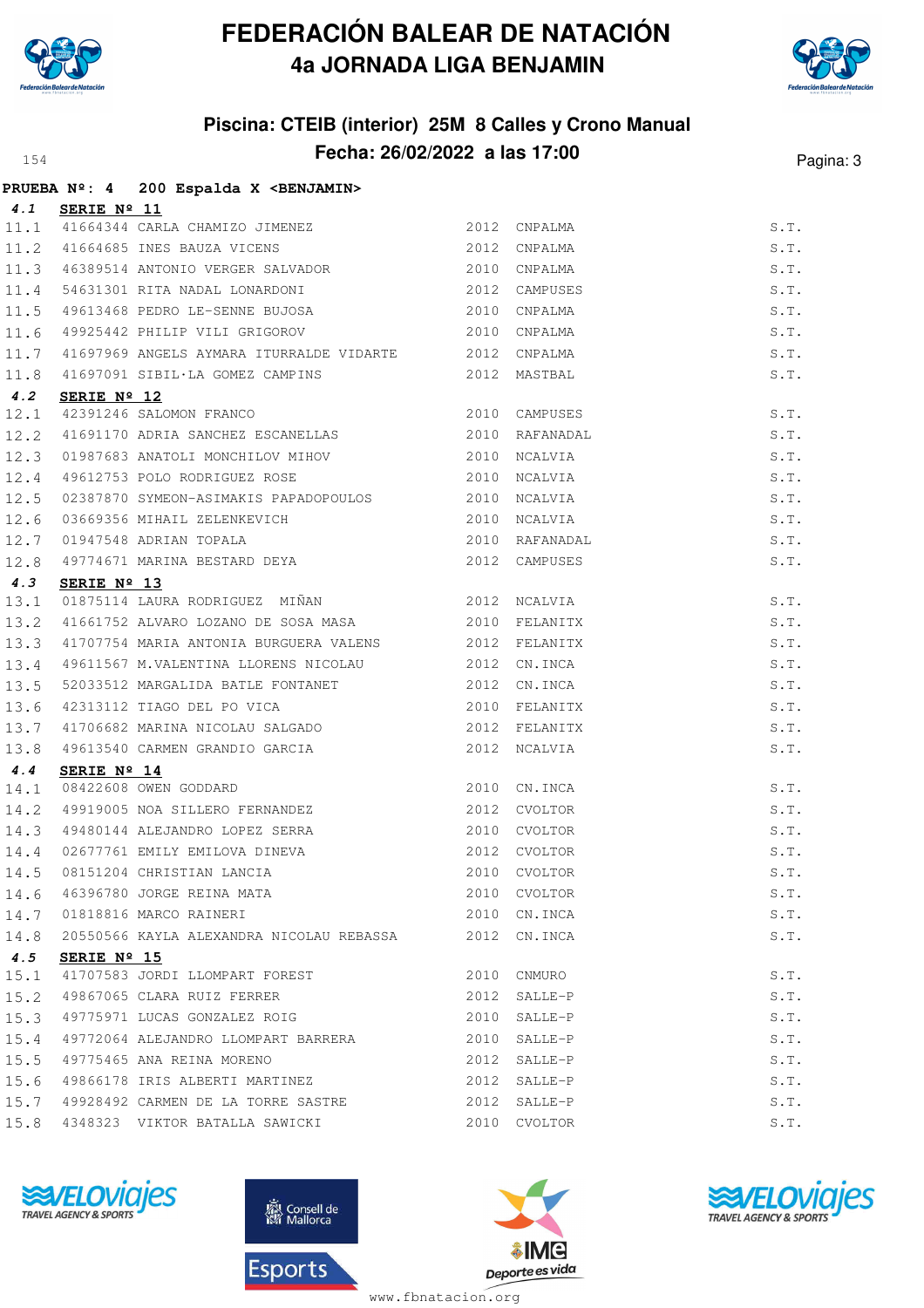# FEDERACIÓN BALEAR DE NATACIÓN

## 4a JORNADA LIGA BENJAMIN

### Piscina: CTEIB (interior) 25M 8 Calles y Crono Manual

### Fecha: 26/02/2022 a las 17:00

**PRUEBA Nº: 4 200 Espalda X <BENJAMIN>**

**4.1 SERIE Nº 11**

| | | | | | |
|---|---|---|---|---|---|
| 11.1 | 41664344 | CARLA CHAMIZO JIMENEZ | 2012 | CNPALMA | S.T. |
| 11.2 | 41664685 | INES BAUZA VICENS | 2012 | CNPALMA | S.T. |
| 11.3 | 46389514 | ANTONIO VERGER SALVADOR | 2010 | CNPALMA | S.T. |
| 11.4 | 54631301 | RITA NADAL LONARDONI | 2012 | CAMPUSES | S.T. |
| 11.5 | 49613468 | PEDRO LE-SENNE BUJOSA | 2010 | CNPALMA | S.T. |
| 11.6 | 49925442 | PHILIP VILI GRIGOROV | 2010 | CNPALMA | S.T. |
| 11.7 | 41697969 | ANGELS AYMARA ITURRALDE VIDARTE | 2012 | CNPALMA | S.T. |
| 11.8 | 41697091 | SIBIL·LA GOMEZ CAMPINS | 2012 | MASTBAL | S.T. |

**4.2 SERIE Nº 12**

| | | | | | |
|---|---|---|---|---|---|
| 12.1 | 42391246 | SALOMON FRANCO | 2010 | CAMPUSES | S.T. |
| 12.2 | 41691170 | ADRIA SANCHEZ ESCANELLAS | 2010 | RAFANADAL | S.T. |
| 12.3 | 01987683 | ANATOLI MONCHILOV MIHOV | 2010 | NCALVIA | S.T. |
| 12.4 | 49612753 | POLO RODRIGUEZ ROSE | 2010 | NCALVIA | S.T. |
| 12.5 | 02387870 | SYMEON-ASIMAKIS PAPADOPOULOS | 2010 | NCALVIA | S.T. |
| 12.6 | 03669356 | MIHAIL ZELENKEVICH | 2010 | NCALVIA | S.T. |
| 12.7 | 01947548 | ADRIAN TOPALA | 2010 | RAFANADAL | S.T. |
| 12.8 | 49774671 | MARINA BESTARD DEYA | 2012 | CAMPUSES | S.T. |

**4.3 SERIE Nº 13**

| | | | | | |
|---|---|---|---|---|---|
| 13.1 | 01875114 | LAURA RODRIGUEZ MIÑAN | 2012 | NCALVIA | S.T. |
| 13.2 | 41661752 | ALVARO LOZANO DE SOSA MASA | 2010 | FELANITX | S.T. |
| 13.3 | 41707754 | MARIA ANTONIA BURGUERA VALENS | 2012 | FELANITX | S.T. |
| 13.4 | 49611567 | M.VALENTINA LLORENS NICOLAU | 2012 | CN.INCA | S.T. |
| 13.5 | 52033512 | MARGALIDA BATLE FONTANET | 2012 | CN.INCA | S.T. |
| 13.6 | 42313112 | TIAGO DEL PO VICA | 2010 | FELANITX | S.T. |
| 13.7 | 41706682 | MARINA NICOLAU SALGADO | 2012 | FELANITX | S.T. |
| 13.8 | 49613540 | CARMEN GRANDIO GARCIA | 2012 | NCALVIA | S.T. |

**4.4 SERIE Nº 14**

| | | | | | |
|---|---|---|---|---|---|
| 14.1 | 08422608 | OWEN GODDARD | 2010 | CN.INCA | S.T. |
| 14.2 | 49919005 | NOA SILLERO FERNANDEZ | 2012 | CVOLTOR | S.T. |
| 14.3 | 49480144 | ALEJANDRO LOPEZ SERRA | 2010 | CVOLTOR | S.T. |
| 14.4 | 02677761 | EMILY EMILOVA DINEVA | 2012 | CVOLTOR | S.T. |
| 14.5 | 08151204 | CHRISTIAN LANCIA | 2010 | CVOLTOR | S.T. |
| 14.6 | 46396780 | JORGE REINA MATA | 2010 | CVOLTOR | S.T. |
| 14.7 | 01818816 | MARCO RAINERI | 2010 | CN.INCA | S.T. |
| 14.8 | 20550566 | KAYLA ALEXANDRA NICOLAU REBASSA | 2012 | CN.INCA | S.T. |

**4.5 SERIE Nº 15**

| | | | | | |
|---|---|---|---|---|---|
| 15.1 | 41707583 | JORDI LLOMPART FOREST | 2010 | CNMURO | S.T. |
| 15.2 | 49867065 | CLARA RUIZ FERRER | 2012 | SALLE-P | S.T. |
| 15.3 | 49775971 | LUCAS GONZALEZ ROIG | 2010 | SALLE-P | S.T. |
| 15.4 | 49772064 | ALEJANDRO LLOMPART BARRERA | 2010 | SALLE-P | S.T. |
| 15.5 | 49775465 | ANA REINA MORENO | 2012 | SALLE-P | S.T. |
| 15.6 | 49866178 | IRIS ALBERTI MARTINEZ | 2012 | SALLE-P | S.T. |
| 15.7 | 49928492 | CARMEN DE LA TORRE SASTRE | 2012 | SALLE-P | S.T. |
| 15.8 | 4348323 | VIKTOR BATALLA SAWICKI | 2010 | CVOLTOR | S.T. |

www.fbnatacion.org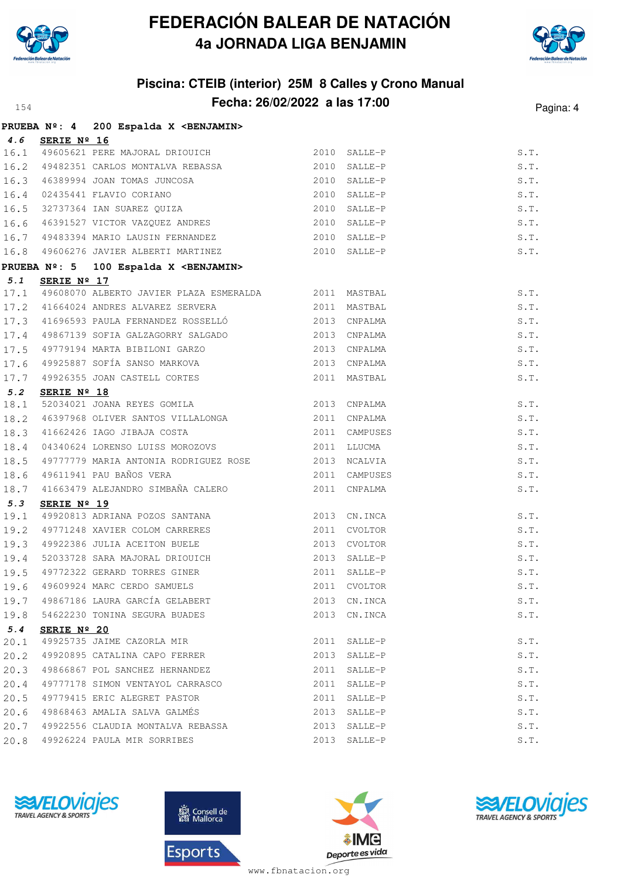# FEDERACIÓN BALEAR DE NATACIÓN
## 4a JORNADA LIGA BENJAMIN

### Piscina: CTEIB (interior) 25M 8 Calles y Crono Manual
### Fecha: 26/02/2022 a las 17:00

**PRUEBA Nº: 4 200 Espalda X <BENJAMIN>**

**4.6 SERIE Nº 16**

| | | | | | |
|---|---|---|---|---|---|
| 16.1 | 49605621 | PERE MAJORAL DRIOUICH | 2010 | SALLE-P | S.T. |
| 16.2 | 49482351 | CARLOS MONTALVA REBASSA | 2010 | SALLE-P | S.T. |
| 16.3 | 46389994 | JOAN TOMAS JUNCOSA | 2010 | SALLE-P | S.T. |
| 16.4 | 02435441 | FLAVIO CORIANO | 2010 | SALLE-P | S.T. |
| 16.5 | 32737364 | IAN SUAREZ QUIZA | 2010 | SALLE-P | S.T. |
| 16.6 | 46391527 | VICTOR VAZQUEZ ANDRES | 2010 | SALLE-P | S.T. |
| 16.7 | 49483394 | MARIO LAUSIN FERNANDEZ | 2010 | SALLE-P | S.T. |
| 16.8 | 49606276 | JAVIER ALBERTI MARTINEZ | 2010 | SALLE-P | S.T. |

**PRUEBA Nº: 5 100 Espalda X <BENJAMIN>**

**5.1 SERIE Nº 17**

| | | | | | |
|---|---|---|---|---|---|
| 17.1 | 49608070 | ALBERTO JAVIER PLAZA ESMERALDA | 2011 | MASTBAL | S.T. |
| 17.2 | 41664024 | ANDRES ALVAREZ SERVERA | 2011 | MASTBAL | S.T. |
| 17.3 | 41696593 | PAULA FERNANDEZ ROSSELLÓ | 2013 | CNPALMA | S.T. |
| 17.4 | 49867139 | SOFIA GALZAGORRY SALGADO | 2013 | CNPALMA | S.T. |
| 17.5 | 49779194 | MARTA BIBILONI GARZO | 2013 | CNPALMA | S.T. |
| 17.6 | 49925887 | SOFÍA SANSO MARKOVA | 2013 | CNPALMA | S.T. |
| 17.7 | 49926355 | JOAN CASTELL CORTES | 2011 | MASTBAL | S.T. |

**5.2 SERIE Nº 18**

| | | | | | |
|---|---|---|---|---|---|
| 18.1 | 52034021 | JOANA REYES GOMILA | 2013 | CNPALMA | S.T. |
| 18.2 | 46397968 | OLIVER SANTOS VILLALONGA | 2011 | CNPALMA | S.T. |
| 18.3 | 41662426 | IAGO JIBAJA COSTA | 2011 | CAMPUSES | S.T. |
| 18.4 | 04340624 | LORENSO LUISS MOROZOVS | 2011 | LLUCMA | S.T. |
| 18.5 | 49777779 | MARIA ANTONIA RODRIGUEZ ROSE | 2013 | NCALVIA | S.T. |
| 18.6 | 49611941 | PAU BAÑOS VERA | 2011 | CAMPUSES | S.T. |
| 18.7 | 41663479 | ALEJANDRO SIMBAÑA CALERO | 2011 | CNPALMA | S.T. |

**5.3 SERIE Nº 19**

| | | | | | |
|---|---|---|---|---|---|
| 19.1 | 49920813 | ADRIANA POZOS SANTANA | 2013 | CN.INCA | S.T. |
| 19.2 | 49771248 | XAVIER COLOM CARRERES | 2011 | CVOLTOR | S.T. |
| 19.3 | 49922386 | JULIA ACEITON BUELE | 2013 | CVOLTOR | S.T. |
| 19.4 | 52033728 | SARA MAJORAL DRIOUICH | 2013 | SALLE-P | S.T. |
| 19.5 | 49772322 | GERARD TORRES GINER | 2011 | SALLE-P | S.T. |
| 19.6 | 49609924 | MARC CERDO SAMUELS | 2011 | CVOLTOR | S.T. |
| 19.7 | 49867186 | LAURA GARCÍA GELABERT | 2013 | CN.INCA | S.T. |
| 19.8 | 54622230 | TONINA SEGURA BUADES | 2013 | CN.INCA | S.T. |

**5.4 SERIE Nº 20**

| | | | | | |
|---|---|---|---|---|---|
| 20.1 | 49925735 | JAIME CAZORLA MIR | 2011 | SALLE-P | S.T. |
| 20.2 | 49920895 | CATALINA CAPO FERRER | 2013 | SALLE-P | S.T. |
| 20.3 | 49866867 | POL SANCHEZ HERNANDEZ | 2011 | SALLE-P | S.T. |
| 20.4 | 49777178 | SIMON VENTAYOL CARRASCO | 2011 | SALLE-P | S.T. |
| 20.5 | 49779415 | ERIC ALEGRET PASTOR | 2011 | SALLE-P | S.T. |
| 20.6 | 49868463 | AMALIA SALVA GALMÉS | 2013 | SALLE-P | S.T. |
| 20.7 | 49922556 | CLAUDIA MONTALVA REBASSA | 2013 | SALLE-P | S.T. |
| 20.8 | 49926224 | PAULA MIR SORRIBES | 2013 | SALLE-P | S.T. |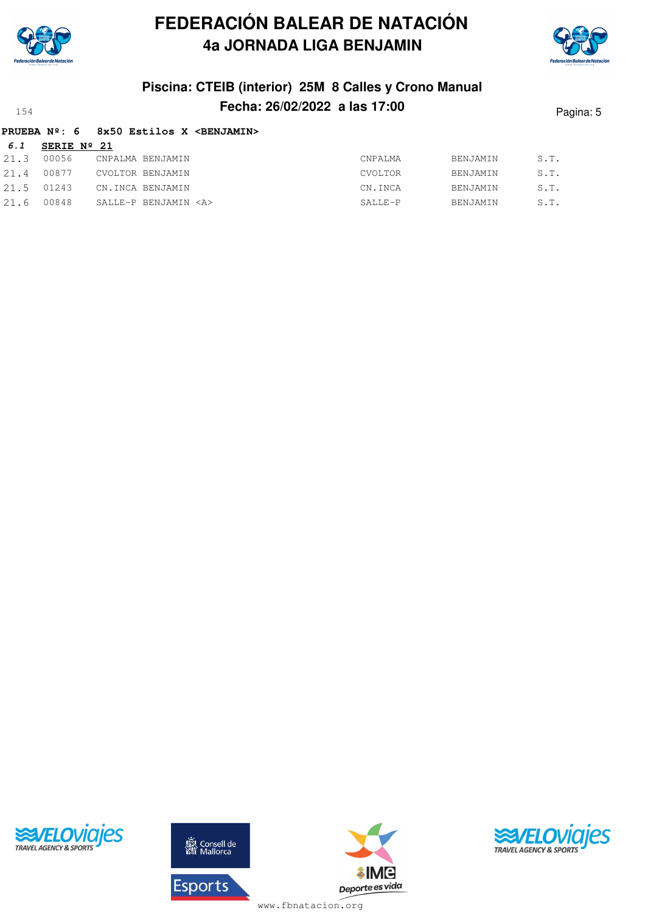# FEDERACIÓN BALEAR DE NATACIÓN
## 4a JORNADA LIGA BENJAMIN

### Piscina: CTEIB (interior) 25M 8 Calles y Crono Manual
### Fecha: 26/02/2022 a las 17:00

**PRUEBA Nº: 6 8x50 Estilos X <BENJAMIN>**

*6.1* **SERIE Nº 21**

| | | | | | |
|---|---|---|---|---|---|
| 21.3 | 00056 | CNPALMA BENJAMIN | CNPALMA | BENJAMIN | S.T. |
| 21.4 | 00877 | CVOLTOR BENJAMIN | CVOLTOR | BENJAMIN | S.T. |
| 21.5 | 01243 | CN.INCA BENJAMIN | CN.INCA | BENJAMIN | S.T. |
| 21.6 | 00848 | SALLE-P BENJAMIN <A> | SALLE-P | BENJAMIN | S.T. |

www.fbnatacion.org